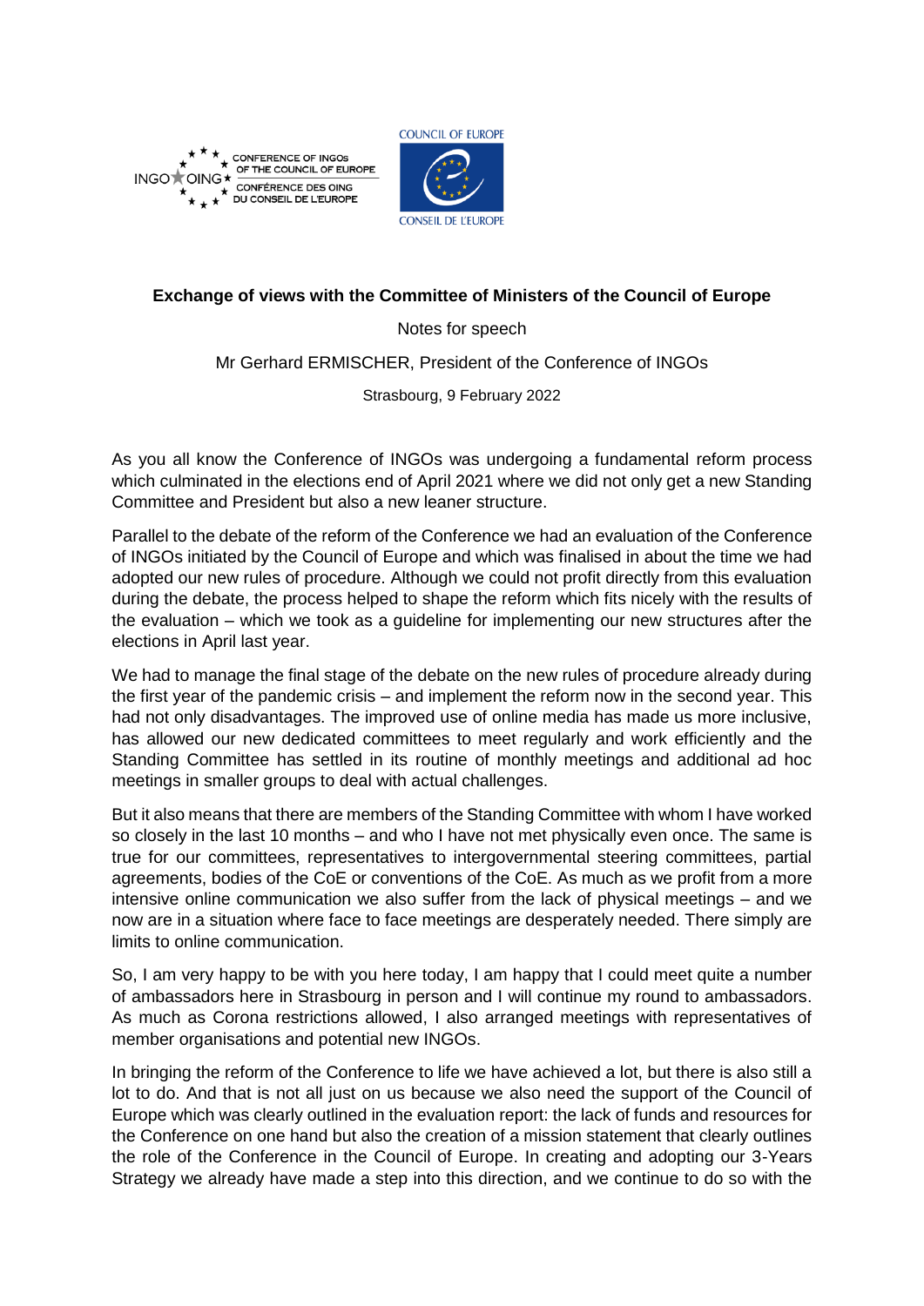**Exchange of views with the Committee of Ministers of the Council of Europe**

Notes for speech

Mr Gerhard ERMISCHER, President of the Conference of INGOs

Strasbourg, 9 February 2022

As you all know the Conference of INGOs was undergoing a fundamental reform process which culminated in the elections end of April 2021 where we did not only get a new Standing Committee and President but also a new leaner structure.

Parallel to the debate of the reform of the Conference we had an evaluation of the Conference of INGOs initiated by the Council of Europe and which was finalised in about the time we had adopted our new rules of procedure. Although we could not profit directly from this evaluation during the debate, the process helped to shape the reform which fits nicely with the results of the evaluation – which we took as a guideline for implementing our new structures after the elections in April last year.

We had to manage the final stage of the debate on the new rules of procedure already during the first year of the pandemic crisis – and implement the reform now in the second year. This had not only disadvantages. The improved use of online media has made us more inclusive, has allowed our new dedicated committees to meet regularly and work efficiently and the Standing Committee has settled in its routine of monthly meetings and additional ad hoc meetings in smaller groups to deal with actual challenges.

But it also means that there are members of the Standing Committee with whom I have worked so closely in the last 10 months – and who I have not met physically even once. The same is true for our committees, representatives to intergovernmental steering committees, partial agreements, bodies of the CoE or conventions of the CoE. As much as we profit from a more intensive online communication we also suffer from the lack of physical meetings – and we now are in a situation where face to face meetings are desperately needed. There simply are limits to online communication.

So, I am very happy to be with you here today, I am happy that I could meet quite a number of ambassadors here in Strasbourg in person and I will continue my round to ambassadors. As much as Corona restrictions allowed, I also arranged meetings with representatives of member organisations and potential new INGOs.

In bringing the reform of the Conference to life we have achieved a lot, but there is also still a lot to do. And that is not all just on us because we also need the support of the Council of Europe which was clearly outlined in the evaluation report: the lack of funds and resources for the Conference on one hand but also the creation of a mission statement that clearly outlines the role of the Conference in the Council of Europe. In creating and adopting our 3-Years Strategy we already have made a step into this direction, and we continue to do so with the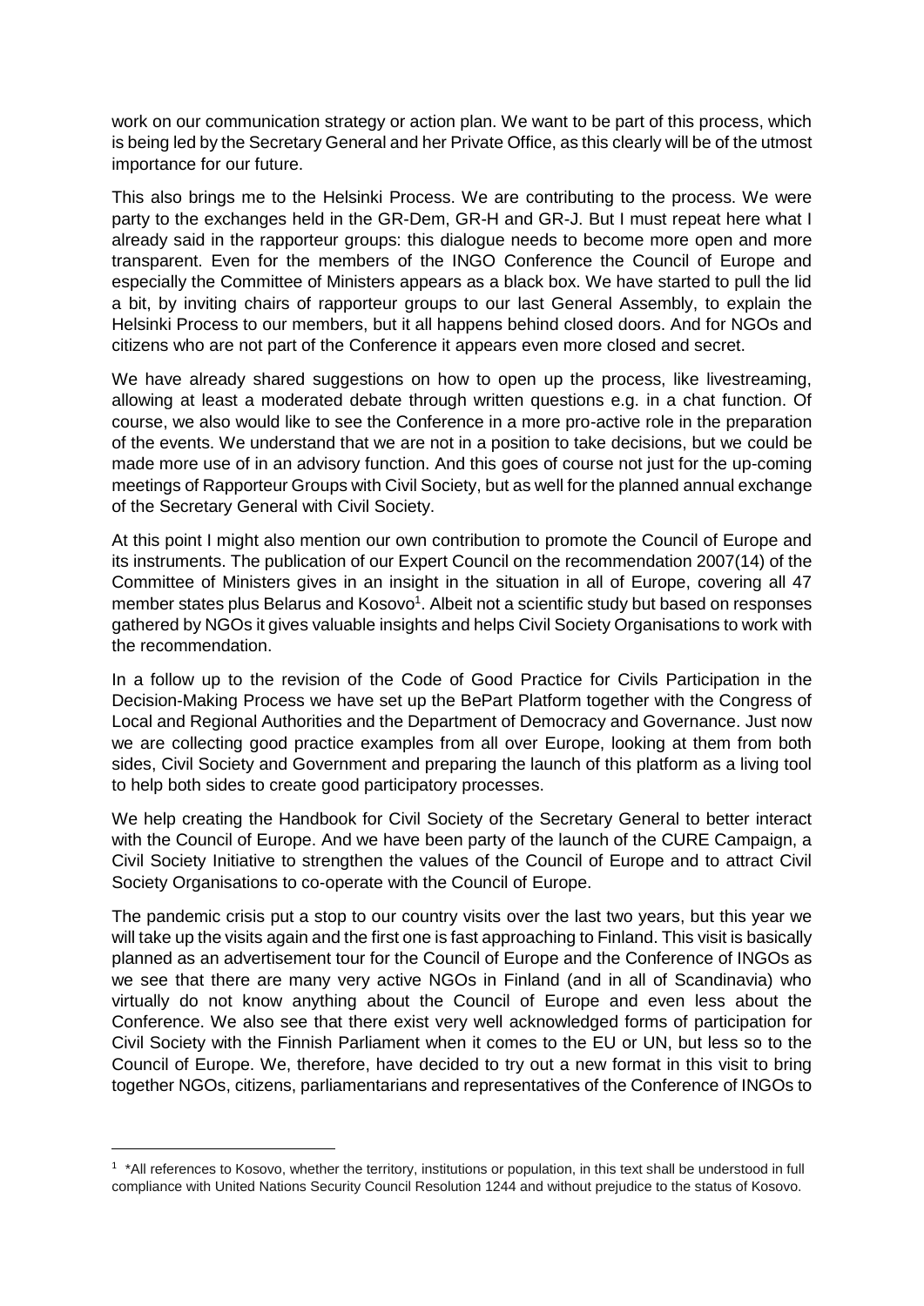work on our communication strategy or action plan. We want to be part of this process, which is being led by the Secretary General and her Private Office, as this clearly will be of the utmost importance for our future.

This also brings me to the Helsinki Process. We are contributing to the process. We were party to the exchanges held in the GR-Dem, GR-H and GR-J. But I must repeat here what I already said in the rapporteur groups: this dialogue needs to become more open and more transparent. Even for the members of the INGO Conference the Council of Europe and especially the Committee of Ministers appears as a black box. We have started to pull the lid a bit, by inviting chairs of rapporteur groups to our last General Assembly, to explain the Helsinki Process to our members, but it all happens behind closed doors. And for NGOs and citizens who are not part of the Conference it appears even more closed and secret.

We have already shared suggestions on how to open up the process, like livestreaming, allowing at least a moderated debate through written questions e.g. in a chat function. Of course, we also would like to see the Conference in a more pro-active role in the preparation of the events. We understand that we are not in a position to take decisions, but we could be made more use of in an advisory function. And this goes of course not just for the up-coming meetings of Rapporteur Groups with Civil Society, but as well for the planned annual exchange of the Secretary General with Civil Society.

At this point I might also mention our own contribution to promote the Council of Europe and its instruments. The publication of our Expert Council on the recommendation 2007(14) of the Committee of Ministers gives in an insight in the situation in all of Europe, covering all 47 member states plus Belarus and Kosovo[1]. Albeit not a scientific study but based on responses gathered by NGOs it gives valuable insights and helps Civil Society Organisations to work with the recommendation.

In a follow up to the revision of the Code of Good Practice for Civils Participation in the Decision-Making Process we have set up the BePart Platform together with the Congress of Local and Regional Authorities and the Department of Democracy and Governance. Just now we are collecting good practice examples from all over Europe, looking at them from both sides, Civil Society and Government and preparing the launch of this platform as a living tool to help both sides to create good participatory processes.

We help creating the Handbook for Civil Society of the Secretary General to better interact with the Council of Europe. And we have been party of the launch of the CURE Campaign, a Civil Society Initiative to strengthen the values of the Council of Europe and to attract Civil Society Organisations to co-operate with the Council of Europe.

The pandemic crisis put a stop to our country visits over the last two years, but this year we will take up the visits again and the first one is fast approaching to Finland. This visit is basically planned as an advertisement tour for the Council of Europe and the Conference of INGOs as we see that there are many very active NGOs in Finland (and in all of Scandinavia) who virtually do not know anything about the Council of Europe and even less about the Conference. We also see that there exist very well acknowledged forms of participation for Civil Society with the Finnish Parliament when it comes to the EU or UN, but less so to the Council of Europe. We, therefore, have decided to try out a new format in this visit to bring together NGOs, citizens, parliamentarians and representatives of the Conference of INGOs to

[1] *All references to Kosovo, whether the territory, institutions or population, in this text shall be understood in full compliance with United Nations Security Council Resolution 1244 and without prejudice to the status of Kosovo.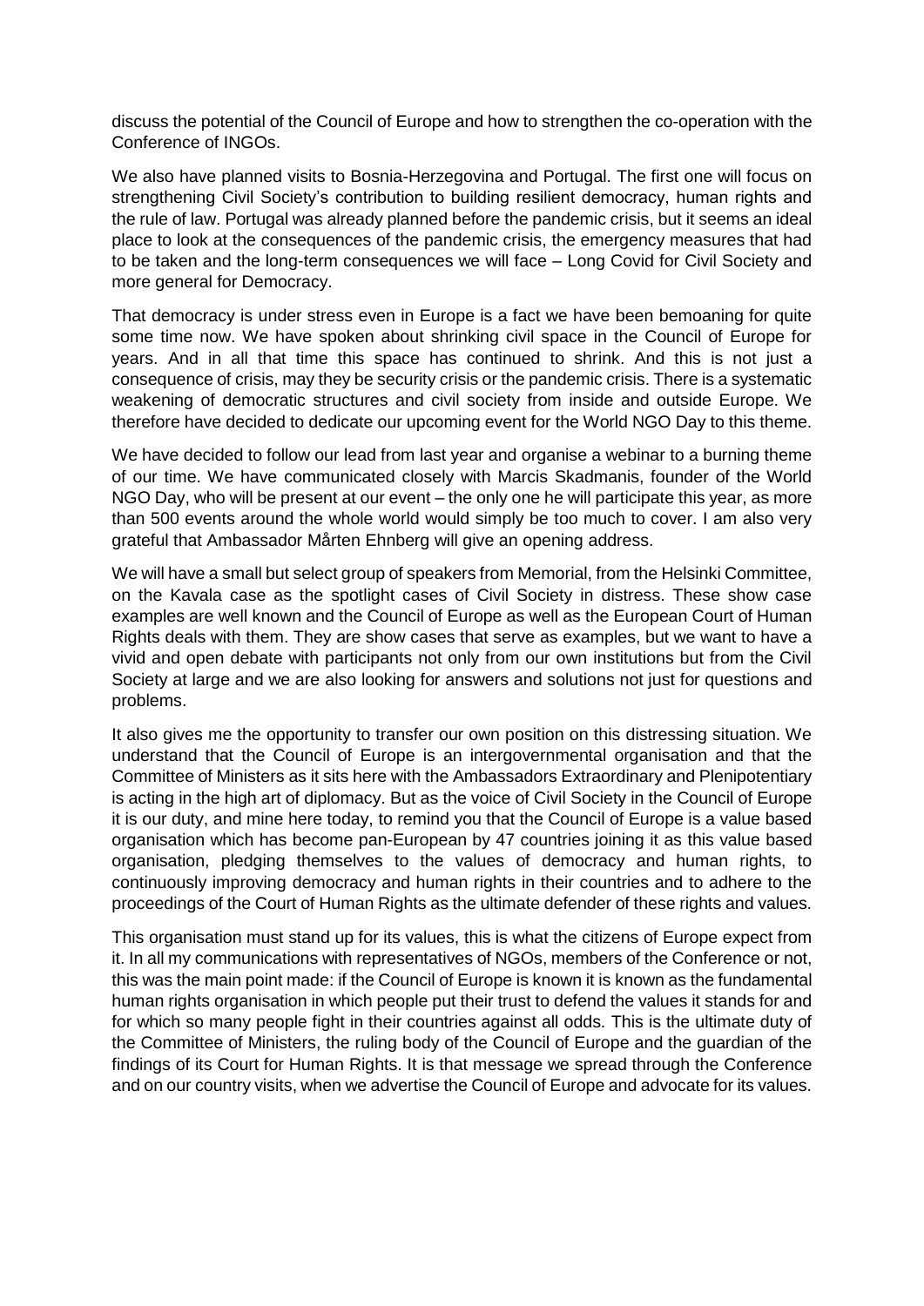discuss the potential of the Council of Europe and how to strengthen the co-operation with the Conference of INGOs.

We also have planned visits to Bosnia-Herzegovina and Portugal. The first one will focus on strengthening Civil Society's contribution to building resilient democracy, human rights and the rule of law. Portugal was already planned before the pandemic crisis, but it seems an ideal place to look at the consequences of the pandemic crisis, the emergency measures that had to be taken and the long-term consequences we will face – Long Covid for Civil Society and more general for Democracy.

That democracy is under stress even in Europe is a fact we have been bemoaning for quite some time now. We have spoken about shrinking civil space in the Council of Europe for years. And in all that time this space has continued to shrink. And this is not just a consequence of crisis, may they be security crisis or the pandemic crisis. There is a systematic weakening of democratic structures and civil society from inside and outside Europe. We therefore have decided to dedicate our upcoming event for the World NGO Day to this theme.

We have decided to follow our lead from last year and organise a webinar to a burning theme of our time. We have communicated closely with Marcis Skadmanis, founder of the World NGO Day, who will be present at our event – the only one he will participate this year, as more than 500 events around the whole world would simply be too much to cover. I am also very grateful that Ambassador Mårten Ehnberg will give an opening address.

We will have a small but select group of speakers from Memorial, from the Helsinki Committee, on the Kavala case as the spotlight cases of Civil Society in distress. These show case examples are well known and the Council of Europe as well as the European Court of Human Rights deals with them. They are show cases that serve as examples, but we want to have a vivid and open debate with participants not only from our own institutions but from the Civil Society at large and we are also looking for answers and solutions not just for questions and problems.

It also gives me the opportunity to transfer our own position on this distressing situation. We understand that the Council of Europe is an intergovernmental organisation and that the Committee of Ministers as it sits here with the Ambassadors Extraordinary and Plenipotentiary is acting in the high art of diplomacy. But as the voice of Civil Society in the Council of Europe it is our duty, and mine here today, to remind you that the Council of Europe is a value based organisation which has become pan-European by 47 countries joining it as this value based organisation, pledging themselves to the values of democracy and human rights, to continuously improving democracy and human rights in their countries and to adhere to the proceedings of the Court of Human Rights as the ultimate defender of these rights and values.

This organisation must stand up for its values, this is what the citizens of Europe expect from it. In all my communications with representatives of NGOs, members of the Conference or not, this was the main point made: if the Council of Europe is known it is known as the fundamental human rights organisation in which people put their trust to defend the values it stands for and for which so many people fight in their countries against all odds. This is the ultimate duty of the Committee of Ministers, the ruling body of the Council of Europe and the guardian of the findings of its Court for Human Rights. It is that message we spread through the Conference and on our country visits, when we advertise the Council of Europe and advocate for its values.